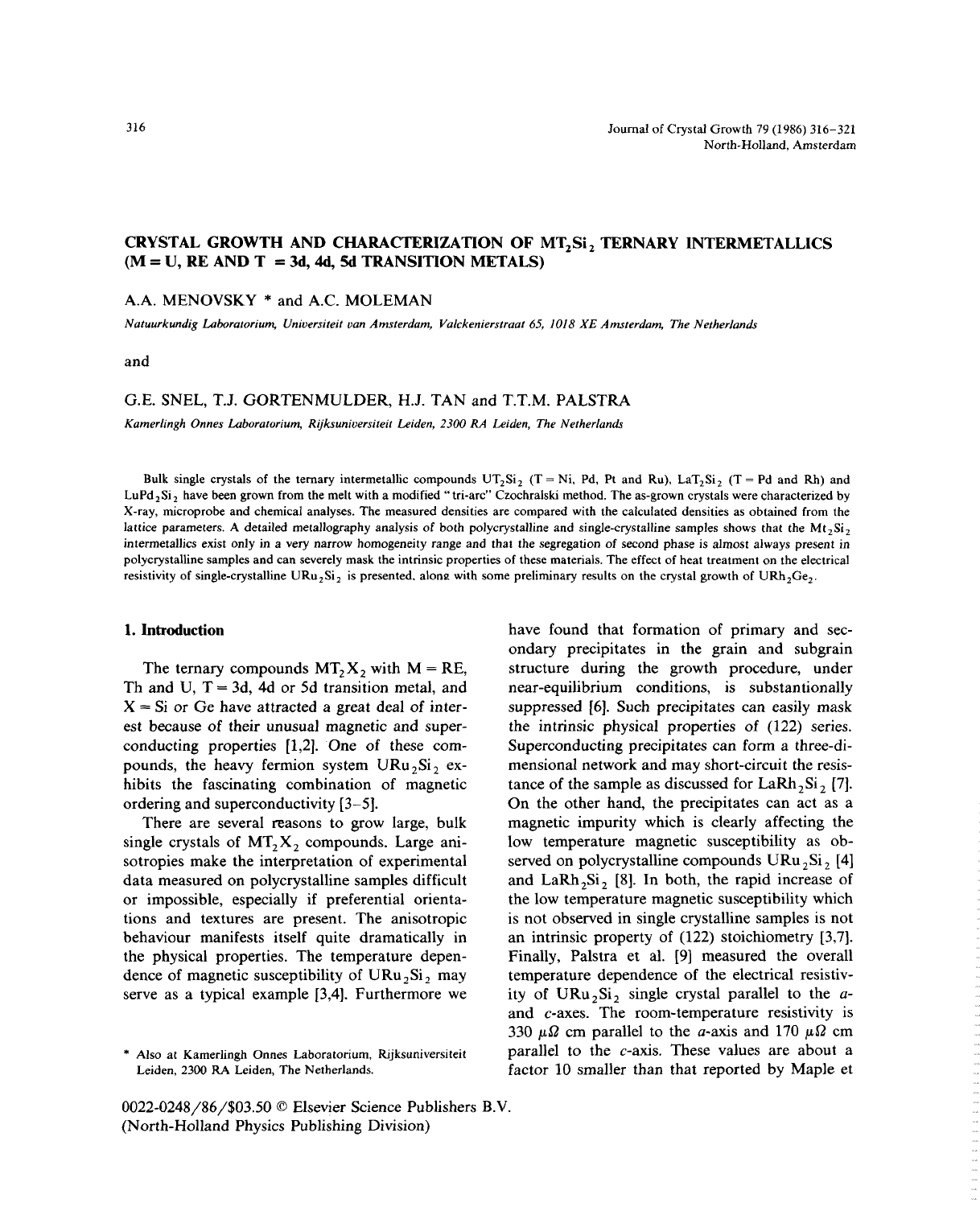# CRYSTAL GROWTH AND CHARACTERIZATION OF $MT_2Si_2$ TERNARY INTERMETALLICS ($M = U$, RE AND $T$ = 3d, 4d, 5d TRANSITION METALS)

A.A. MENOVSKY * and A.C. MOLEMAN

*Natuurkundig Laboratorium, Universiteit van Amsterdam, Valckenierstraat 65, 1018 XE Amsterdam, The Netherlands*

and

G.E. SNEL, T.J. GORTENMULDER, H.J. TAN and T.T.M. PALSTRA

*Kamerlingh Onnes Laboratorium, Rijksuniversiteit Leiden, 2300 RA Leiden, The Netherlands*

Bulk single crystals of the ternary intermetallic compounds $UT_2Si_2$ (T = Ni, Pd, Pt and Ru), $LaT_2Si_2$ (T = Pd and Rh) and $LuPd_2Si_2$ have been grown from the melt with a modified "tri-arc" Czochralski method. The as-grown crystals were characterized by X-ray, microprobe and chemical analyses. The measured densities are compared with the calculated densities as obtained from the lattice parameters. A detailed metallography analysis of both polycrystalline and single-crystalline samples shows that the $Mt_2Si_2$ intermetallics exist only in a very narrow homogeneity range and that the segregation of second phase is almost always present in polycrystalline samples and can severely mask the intrinsic properties of these materials. The effect of heat treatment on the electrical resistivity of single-crystalline $URu_2Si_2$ is presented, along with some preliminary results on the crystal growth of $URh_2Ge_2$.

## 1. Introduction

The ternary compounds $MT_2X_2$ with M = RE, Th and U, T = 3d, 4d or 5d transition metal, and X = Si or Ge have attracted a great deal of interest because of their unusual magnetic and superconducting properties [1,2]. One of these compounds, the heavy fermion system $URu_2Si_2$ exhibits the fascinating combination of magnetic ordering and superconductivity [3–5].

There are several reasons to grow large, bulk single crystals of $MT_2X_2$ compounds. Large anisotropies make the interpretation of experimental data measured on polycrystalline samples difficult or impossible, especially if preferential orientations and textures are present. The anisotropic behaviour manifests itself quite dramatically in the physical properties. The temperature dependence of magnetic susceptibility of $URu_2Si_2$ may serve as a typical example [3,4]. Furthermore we have found that formation of primary and secondary precipitates in the grain and subgrain structure during the growth procedure, under near-equilibrium conditions, is substantionally suppressed [6]. Such precipitates can easily mask the intrinsic physical properties of (122) series. Superconducting precipitates can form a three-dimensional network and may short-circuit the resistance of the sample as discussed for $LaRh_2Si_2$ [7]. On the other hand, the precipitates can act as a magnetic impurity which is clearly affecting the low temperature magnetic susceptibility as observed on polycrystalline compounds $URu_2Si_2$ [4] and $LaRh_2Si_2$ [8]. In both, the rapid increase of the low temperature magnetic susceptibility which is not observed in single crystalline samples is not an intrinsic property of (122) stoichiometry [3,7]. Finally, Palstra et al. [9] measured the overall temperature dependence of the electrical resistivity of $URu_2Si_2$ single crystal parallel to the *a*- and *c*-axes. The room-temperature resistivity is 330 $\mu\Omega$ cm parallel to the *a*-axis and 170 $\mu\Omega$ cm parallel to the *c*-axis. These values are about a factor 10 smaller than that reported by Maple et

* Also at Kamerlingh Onnes Laboratorium, Rijksuniversiteit Leiden, 2300 RA Leiden, The Netherlands.

0022-0248/86/$03.50 © Elsevier Science Publishers B.V. (North-Holland Physics Publishing Division)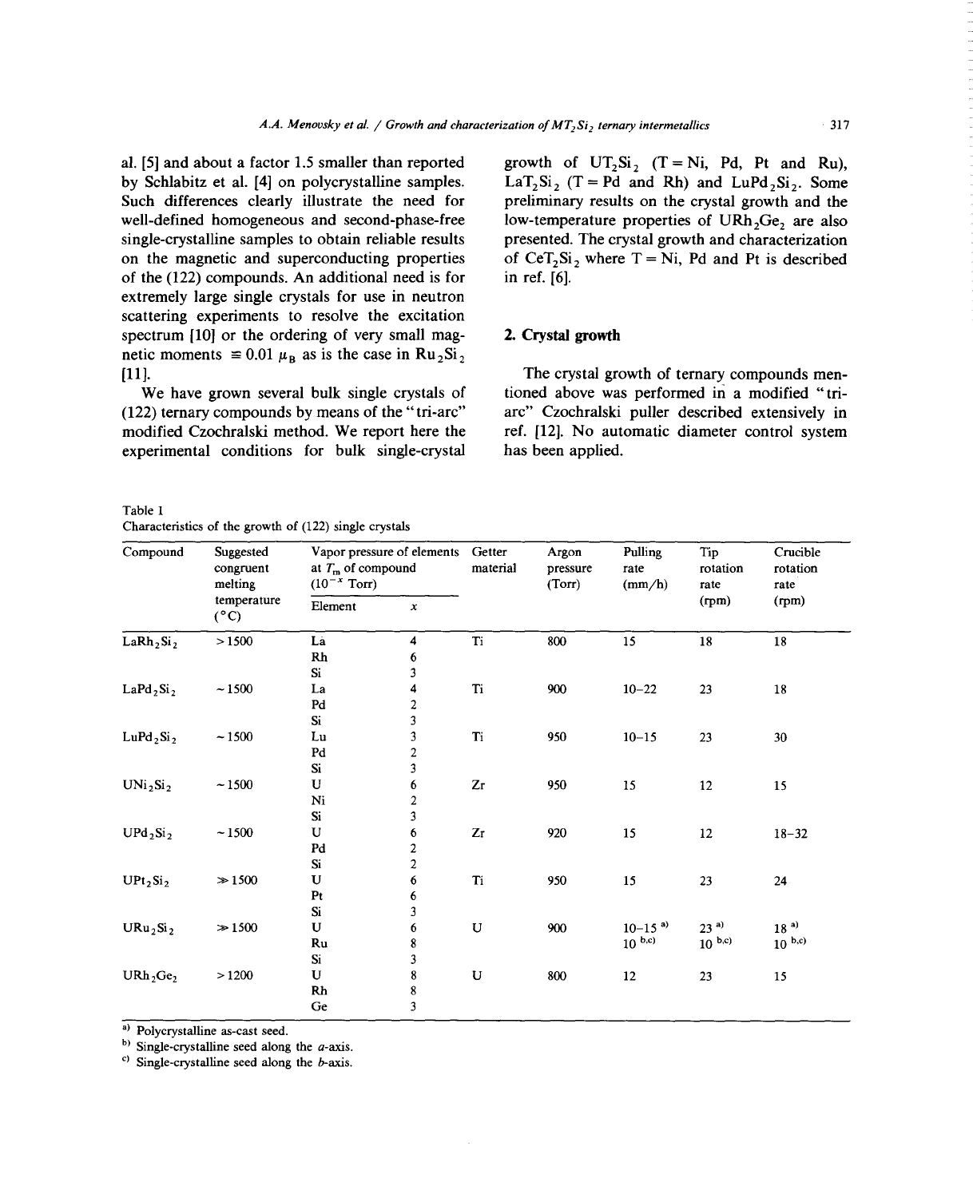al. [5] and about a factor 1.5 smaller than reported by Schlabitz et al. [4] on polycrystalline samples. Such differences clearly illustrate the need for well-defined homogeneous and second-phase-free single-crystalline samples to obtain reliable results on the magnetic and superconducting properties of the (122) compounds. An additional need is for extremely large single crystals for use in neutron scattering experiments to resolve the excitation spectrum [10] or the ordering of very small magnetic moments $\cong 0.01\ \mu_B$ as is the case in $Ru_2Si_2$ [11].

We have grown several bulk single crystals of (122) ternary compounds by means of the "tri-arc" modified Czochralski method. We report here the experimental conditions for bulk single-crystal growth of $UT_2Si_2$ (T = Ni, Pd, Pt and Ru), $LaT_2Si_2$ (T = Pd and Rh) and $LuPd_2Si_2$. Some preliminary results on the crystal growth and the low-temperature properties of $URh_2Ge_2$ are also presented. The crystal growth and characterization of $CeT_2Si_2$ where T = Ni, Pd and Pt is described in ref. [6].

## 2. Crystal growth

The crystal growth of ternary compounds mentioned above was performed in a modified "tri-arc" Czochralski puller described extensively in ref. [12]. No automatic diameter control system has been applied.

Table 1
Characteristics of the growth of (122) single crystals

| Compound | Suggested congruent melting temperature (°C) | Vapor pressure of elements at $T_m$ of compound ($10^{-x}$ Torr) | | Getter material | Argon pressure (Torr) | Pulling rate (mm/h) | Tip rotation rate (rpm) | Crucible rotation rate (rpm) |
|---|---|---|---|---|---|---|---|---|
| | | Element | $x$ | | | | | |
| $LaRh_2Si_2$ | >1500 | La | 4 | Ti | 800 | 15 | 18 | 18 |
| | | Rh | 6 | | | | | |
| | | Si | 3 | | | | | |
| $LaPd_2Si_2$ | ~1500 | La | 4 | Ti | 900 | 10–22 | 23 | 18 |
| | | Pd | 2 | | | | | |
| | | Si | 3 | | | | | |
| $LuPd_2Si_2$ | ~1500 | Lu | 3 | Ti | 950 | 10–15 | 23 | 30 |
| | | Pd | 2 | | | | | |
| | | Si | 3 | | | | | |
| $UNi_2Si_2$ | ~1500 | U | 6 | Zr | 950 | 15 | 12 | 15 |
| | | Ni | 2 | | | | | |
| | | Si | 3 | | | | | |
| $UPd_2Si_2$ | ~1500 | U | 6 | Zr | 920 | 15 | 12 | 18–32 |
| | | Pd | 2 | | | | | |
| | | Si | 2 | | | | | |
| $UPt_2Si_2$ | ≫1500 | U | 6 | Ti | 950 | 15 | 23 | 24 |
| | | Pt | 6 | | | | | |
| | | Si | 3 | | | | | |
| $URu_2Si_2$ | ≫1500 | U | 6 | U | 900 | 10–15 [a)] | 23 [a)] | 18 [a)] |
| | | Ru | 8 | | | 10 [b,c)] | 10 [b,c)] | 10 [b,c)] |
| | | Si | 3 | | | | | |
| $URh_2Ge_2$ | >1200 | U | 8 | U | 800 | 12 | 23 | 15 |
| | | Rh | 8 | | | | | |
| | | Ge | 3 | | | | | |

[a)] Polycrystalline as-cast seed.
[b)] Single-crystalline seed along the *a*-axis.
[c)] Single-crystalline seed along the *b*-axis.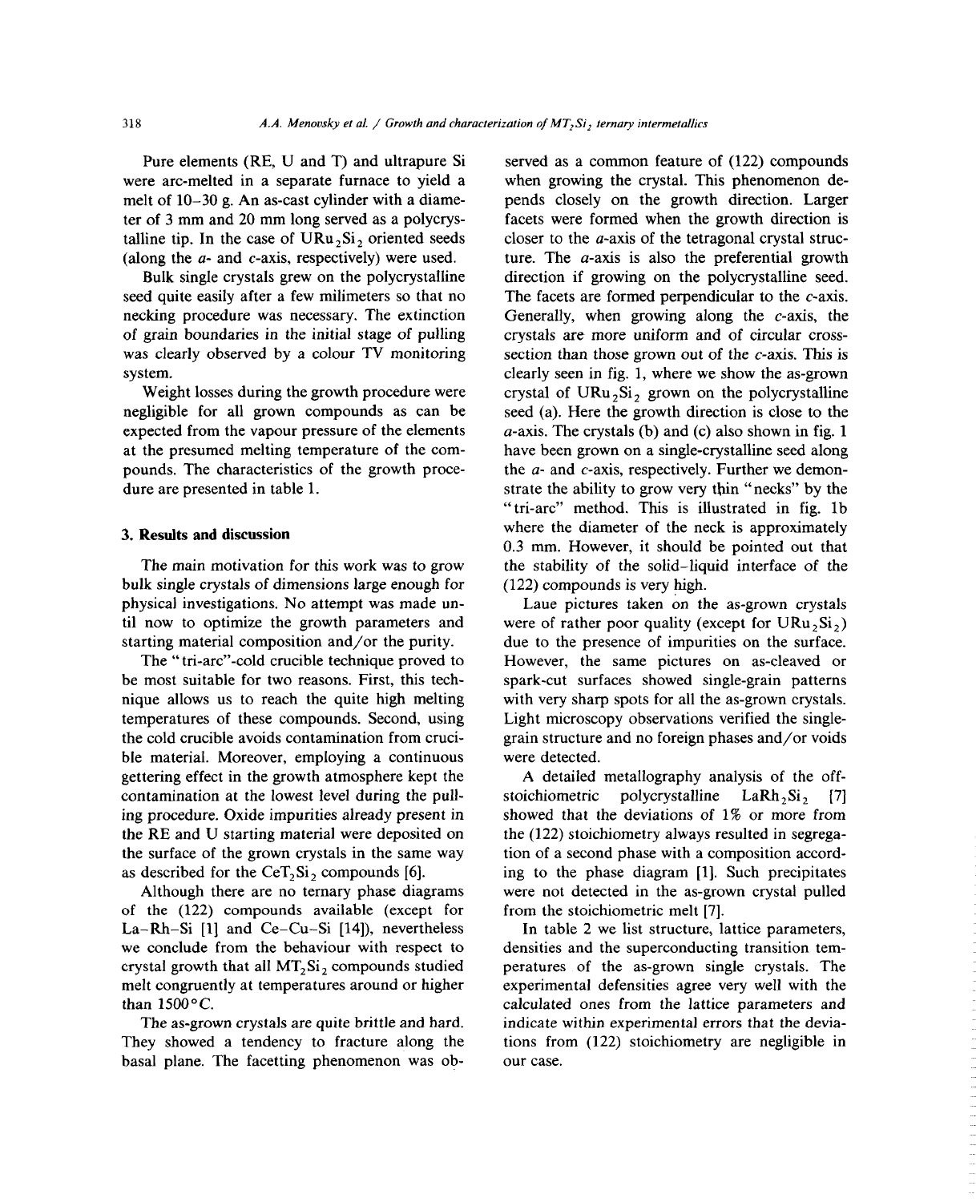Pure elements (RE, U and T) and ultrapure Si were arc-melted in a separate furnace to yield a melt of 10–30 g. An as-cast cylinder with a diameter of 3 mm and 20 mm long served as a polycrystalline tip. In the case of $URu_2Si_2$ oriented seeds (along the *a*- and *c*-axis, respectively) were used.

Bulk single crystals grew on the polycrystalline seed quite easily after a few milimeters so that no necking procedure was necessary. The extinction of grain boundaries in the initial stage of pulling was clearly observed by a colour TV monitoring system.

Weight losses during the growth procedure were negligible for all grown compounds as can be expected from the vapour pressure of the elements at the presumed melting temperature of the compounds. The characteristics of the growth procedure are presented in table 1.

## 3. Results and discussion

The main motivation for this work was to grow bulk single crystals of dimensions large enough for physical investigations. No attempt was made until now to optimize the growth parameters and starting material composition and/or the purity.

The "tri-arc"-cold crucible technique proved to be most suitable for two reasons. First, this technique allows us to reach the quite high melting temperatures of these compounds. Second, using the cold crucible avoids contamination from crucible material. Moreover, employing a continuous gettering effect in the growth atmosphere kept the contamination at the lowest level during the pulling procedure. Oxide impurities already present in the RE and U starting material were deposited on the surface of the grown crystals in the same way as described for the $CeT_2Si_2$ compounds [6].

Although there are no ternary phase diagrams of the (122) compounds available (except for La–Rh–Si [1] and Ce–Cu–Si [14]), nevertheless we conclude from the behaviour with respect to crystal growth that all $MT_2Si_2$ compounds studied melt congruently at temperatures around or higher than 1500°C.

The as-grown crystals are quite brittle and hard. They showed a tendency to fracture along the basal plane. The facetting phenomenon was observed as a common feature of (122) compounds when growing the crystal. This phenomenon depends closely on the growth direction. Larger facets were formed when the growth direction is closer to the *a*-axis of the tetragonal crystal structure. The *a*-axis is also the preferential growth direction if growing on the polycrystalline seed. The facets are formed perpendicular to the *c*-axis. Generally, when growing along the *c*-axis, the crystals are more uniform and of circular cross-section than those grown out of the *c*-axis. This is clearly seen in fig. 1, where we show the as-grown crystal of $URu_2Si_2$ grown on the polycrystalline seed (a). Here the growth direction is close to the *a*-axis. The crystals (b) and (c) also shown in fig. 1 have been grown on a single-crystalline seed along the *a*- and *c*-axis, respectively. Further we demonstrate the ability to grow very thin "necks" by the "tri-arc" method. This is illustrated in fig. 1b where the diameter of the neck is approximately 0.3 mm. However, it should be pointed out that the stability of the solid–liquid interface of the (122) compounds is very high.

Laue pictures taken on the as-grown crystals were of rather poor quality (except for $URu_2Si_2$) due to the presence of impurities on the surface. However, the same pictures on as-cleaved or spark-cut surfaces showed single-grain patterns with very sharp spots for all the as-grown crystals. Light microscopy observations verified the single-grain structure and no foreign phases and/or voids were detected.

A detailed metallography analysis of the off-stoichiometric polycrystalline $LaRh_2Si_2$ [7] showed that the deviations of 1% or more from the (122) stoichiometry always resulted in segregation of a second phase with a composition according to the phase diagram [1]. Such precipitates were not detected in the as-grown crystal pulled from the stoichiometric melt [7].

In table 2 we list structure, lattice parameters, densities and the superconducting transition temperatures of the as-grown single crystals. The experimental defensities agree very well with the calculated ones from the lattice parameters and indicate within experimental errors that the deviations from (122) stoichiometry are negligible in our case.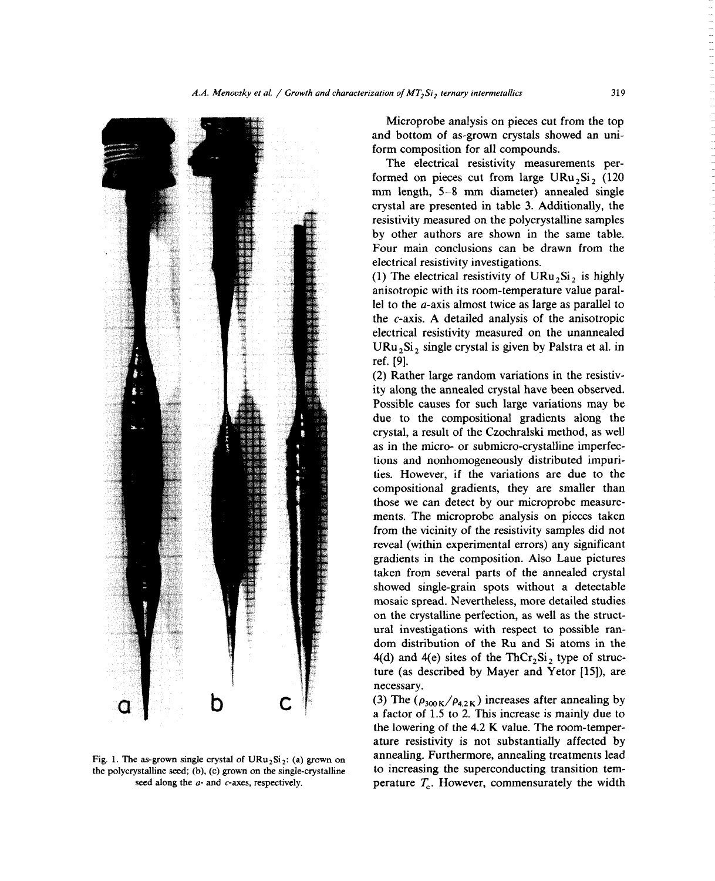a b c

Fig. 1. The as-grown single crystal of $URu_2Si_2$: (a) grown on the polycrystalline seed; (b), (c) grown on the single-crystalline seed along the *a*- and *c*-axes, respectively.

Microprobe analysis on pieces cut from the top and bottom of as-grown crystals showed an uniform composition for all compounds.

The electrical resistivity measurements performed on pieces cut from large $URu_2Si_2$ (120 mm length, 5–8 mm diameter) annealed single crystal are presented in table 3. Additionally, the resistivity measured on the polycrystalline samples by other authors are shown in the same table. Four main conclusions can be drawn from the electrical resistivity investigations.

(1) The electrical resistivity of $URu_2Si_2$ is highly anisotropic with its room-temperature value parallel to the *a*-axis almost twice as large as parallel to the *c*-axis. A detailed analysis of the anisotropic electrical resistivity measured on the unannealed $URu_2Si_2$ single crystal is given by Palstra et al. in ref. [9].

(2) Rather large random variations in the resistivity along the annealed crystal have been observed. Possible causes for such large variations may be due to the compositional gradients along the crystal, a result of the Czochralski method, as well as in the micro- or submicro-crystalline imperfections and nonhomogeneously distributed impurities. However, if the variations are due to the compositional gradients, they are smaller than those we can detect by our microprobe measurements. The microprobe analysis on pieces taken from the vicinity of the resistivity samples did not reveal (within experimental errors) any significant gradients in the composition. Also Laue pictures taken from several parts of the annealed crystal showed single-grain spots without a detectable mosaic spread. Nevertheless, more detailed studies on the crystalline perfection, as well as the structural investigations with respect to possible random distribution of the Ru and Si atoms in the 4(d) and 4(e) sites of the $ThCr_2Si_2$ type of structure (as described by Mayer and Yetor [15]), are necessary.

(3) The $(\rho_{300\,K}/\rho_{4.2\,K})$ increases after annealing by a factor of 1.5 to 2. This increase is mainly due to the lowering of the 4.2 K value. The room-temperature resistivity is not substantially affected by annealing. Furthermore, annealing treatments lead to increasing the superconducting transition temperature $T_c$. However, commensurately the width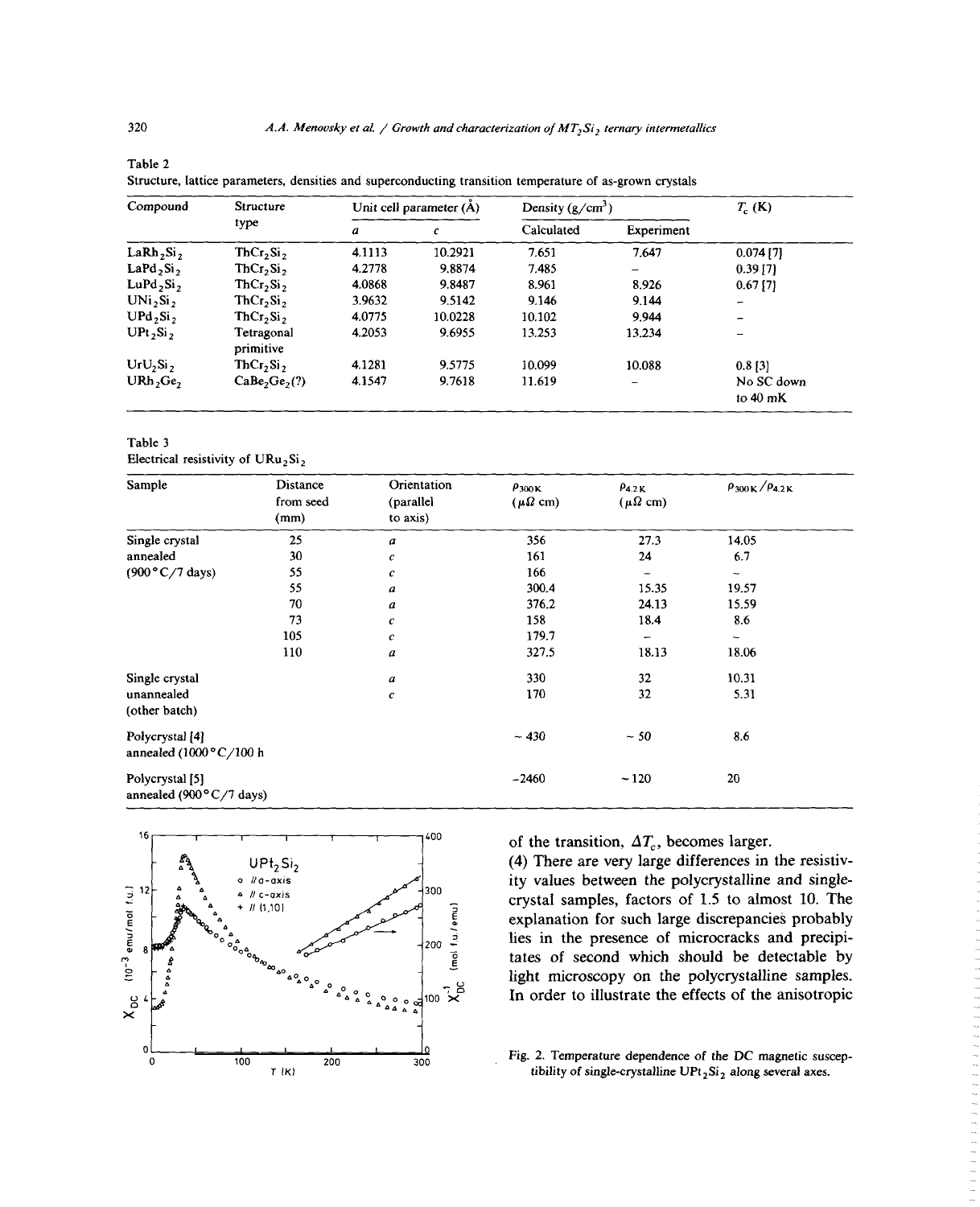Table 2

Structure, lattice parameters, densities and superconducting transition temperature of as-grown crystals

| Compound | Structure type | Unit cell parameter (Å) | | Density (g/cm$^3$) | | $T_c$ (K) |
|---|---|---|---|---|---|---|
| | | $a$ | $c$ | Calculated | Experiment | |
| $LaRh_2Si_2$ | $ThCr_2Si_2$ | 4.1113 | 10.2921 | 7.651 | 7.647 | 0.074 [7] |
| $LaPd_2Si_2$ | $ThCr_2Si_2$ | 4.2778 | 9.8874 | 7.485 | – | 0.39 [7] |
| $LuPd_2Si_2$ | $ThCr_2Si_2$ | 4.0868 | 9.8487 | 8.961 | 8.926 | 0.67 [7] |
| $UNi_2Si_2$ | $ThCr_2Si_2$ | 3.9632 | 9.5142 | 9.146 | 9.144 | – |
| $UPd_2Si_2$ | $ThCr_2Si_2$ | 4.0775 | 10.0228 | 10.102 | 9.944 | – |
| $UPt_2Si_2$ | Tetragonal primitive | 4.2053 | 9.6955 | 13.253 | 13.234 | – |
| $UrU_2Si_2$ | $ThCr_2Si_2$ | 4.1281 | 9.5775 | 10.099 | 10.088 | 0.8 [3] |
| $URh_2Ge_2$ | $CaBe_2Ge_2$(?) | 4.1547 | 9.7618 | 11.619 | – | No SC down to 40 mK |

Table 3

Electrical resistivity of $URu_2Si_2$

| Sample | Distance from seed (mm) | Orientation (parallel to axis) | $\rho_{300K}$ ($\mu\Omega$ cm) | $\rho_{4.2K}$ ($\mu\Omega$ cm) | $\rho_{300K}/\rho_{4.2K}$ |
|---|---|---|---|---|---|
| Single crystal annealed (900°C/7 days) | 25 | $a$ | 356 | 27.3 | 14.05 |
| | 30 | $c$ | 161 | 24 | 6.7 |
| | 55 | $c$ | 166 | – | – |
| | 55 | $a$ | 300.4 | 15.35 | 19.57 |
| | 70 | $a$ | 376.2 | 24.13 | 15.59 |
| | 73 | $c$ | 158 | 18.4 | 8.6 |
| | 105 | $c$ | 179.7 | – | – |
| | 110 | $a$ | 327.5 | 18.13 | 18.06 |
| Single crystal unannealed (other batch) | | $a$ | 330 | 32 | 10.31 |
| | | $c$ | 170 | 32 | 5.31 |
| Polycrystal [4] annealed (1000°C/100 h | | | ~ 430 | ~ 50 | 8.6 |
| Polycrystal [5] annealed (900°C/7 days) | | | ~2460 | ~120 | 20 |

UPt$_2$Si$_2$
o // a-axis
Δ // c-axis
+ // (1,10)
$\chi_{DC}$ ($10^{-3}$ emu/mol f.u.)
$\chi_{DC}^{-1}$ (mol f.u./emu)
T (K)
0 100 200 300
0 4 8 12 16
0 100 200 300 400

Fig. 2. Temperature dependence of the DC magnetic susceptibility of single-crystalline $UPt_2Si_2$ along several axes.

of the transition, $\Delta T_c$, becomes larger.

(4) There are very large differences in the resistivity values between the polycrystalline and single-crystal samples, factors of 1.5 to almost 10. The explanation for such large discrepancies probably lies in the presence of microcracks and precipitates of second which should be detectable by light microscopy on the polycrystalline samples. In order to illustrate the effects of the anisotropic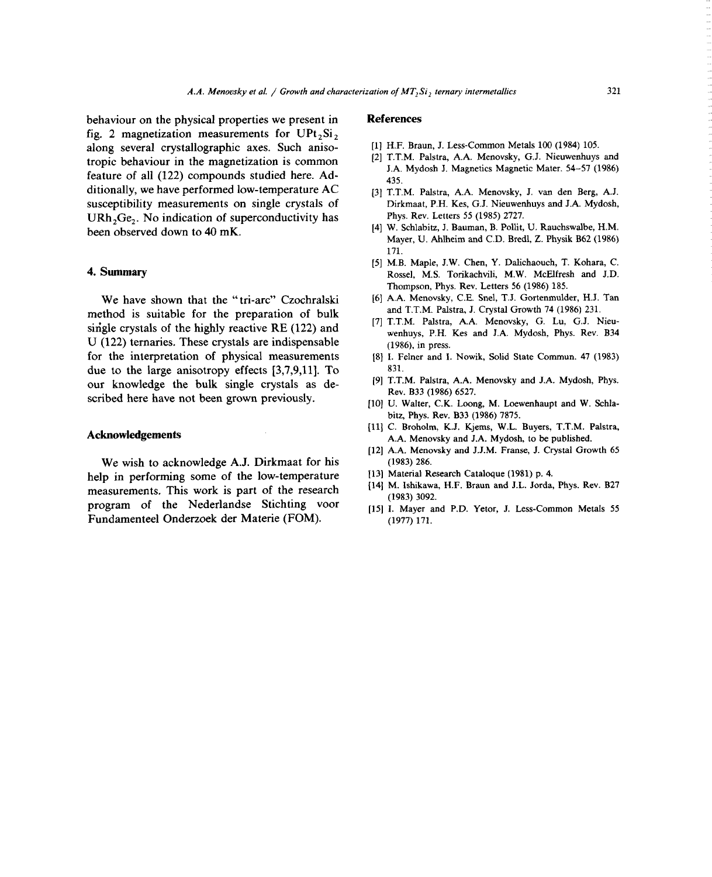behaviour on the physical properties we present in fig. 2 magnetization measurements for $UPt_2Si_2$ along several crystallographic axes. Such anisotropic behaviour in the magnetization is common feature of all (122) compounds studied here. Additionally, we have performed low-temperature AC susceptibility measurements on single crystals of $URh_2Ge_2$. No indication of superconductivity has been observed down to 40 mK.

## 4. Summary

We have shown that the "tri-arc" Czochralski method is suitable for the preparation of bulk single crystals of the highly reactive RE (122) and U (122) ternaries. These crystals are indispensable for the interpretation of physical measurements due to the large anisotropy effects [3,7,9,11]. To our knowledge the bulk single crystals as described here have not been grown previously.

## Acknowledgements

We wish to acknowledge A.J. Dirkmaat for his help in performing some of the low-temperature measurements. This work is part of the research program of the Nederlandse Stichting voor Fundamenteel Onderzoek der Materie (FOM).

## References

[1] H.F. Braun, J. Less-Common Metals 100 (1984) 105.

[2] T.T.M. Palstra, A.A. Menovsky, G.J. Nieuwenhuys and J.A. Mydosh J. Magnetics Magnetic Mater. 54–57 (1986) 435.

[3] T.T.M. Palstra, A.A. Menovsky, J. van den Berg, A.J. Dirkmaat, P.H. Kes, G.J. Nieuwenhuys and J.A. Mydosh, Phys. Rev. Letters 55 (1985) 2727.

[4] W. Schlabitz, J. Bauman, B. Pollit, U. Rauchswalbe, H.M. Mayer, U. Ahlheim and C.D. Bredl, Z. Physik B62 (1986) 171.

[5] M.B. Maple, J.W. Chen, Y. Dalichaouch, T. Kohara, C. Rossel, M.S. Torikachvili, M.W. McElfresh and J.D. Thompson, Phys. Rev. Letters 56 (1986) 185.

[6] A.A. Menovsky, C.E. Snel, T.J. Gortenmulder, H.J. Tan and T.T.M. Palstra, J. Crystal Growth 74 (1986) 231.

[7] T.T.M. Palstra, A.A. Menovsky, G. Lu, G.J. Nieuwenhuys, P.H. Kes and J.A. Mydosh, Phys. Rev. B34 (1986), in press.

[8] I. Felner and I. Nowik, Solid State Commun. 47 (1983) 831.

[9] T.T.M. Palstra, A.A. Menovsky and J.A. Mydosh, Phys. Rev. B33 (1986) 6527.

[10] U. Walter, C.K. Loong, M. Loewenhaupt and W. Schlabitz, Phys. Rev. B33 (1986) 7875.

[11] C. Broholm, K.J. Kjems, W.L. Buyers, T.T.M. Palstra, A.A. Menovsky and J.A. Mydosh, to be published.

[12] A.A. Menovsky and J.J.M. Franse, J. Crystal Growth 65 (1983) 286.

[13] Material Research Cataloque (1981) p. 4.

[14] M. Ishikawa, H.F. Braun and J.L. Jorda, Phys. Rev. B27 (1983) 3092.

[15] I. Mayer and P.D. Yetor, J. Less-Common Metals 55 (1977) 171.